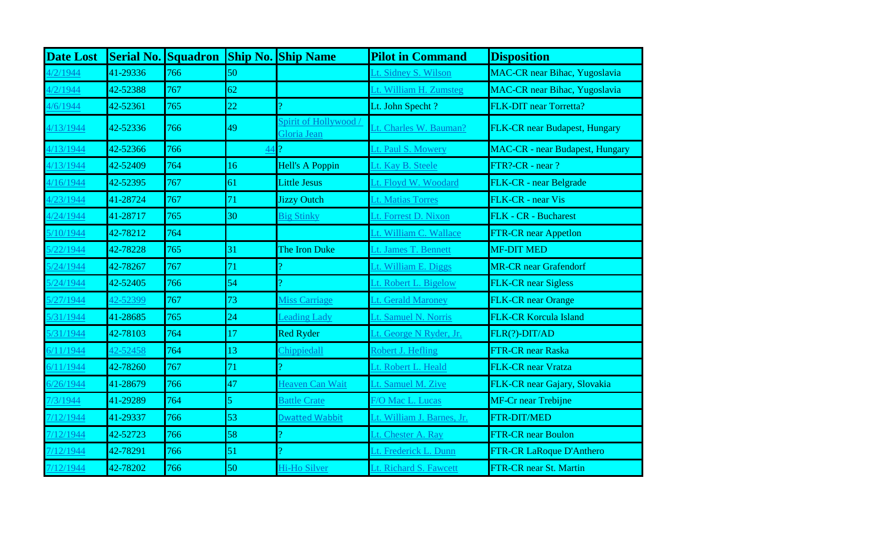| Date Lost | Serial No. | Squadron | Ship No. | Ship Name | Pilot in Command | Disposition |
|---|---|---|---|---|---|---|
| 4/2/1944 | 41-29336 | 766 | 50 | | Lt. Sidney S. Wilson | MAC-CR near Bihac, Yugoslavia |
| 4/2/1944 | 42-52388 | 767 | 62 | | Lt. William H. Zumsteg | MAC-CR near Bihac, Yugoslavia |
| 4/6/1944 | 42-52361 | 765 | 22 | ? | Lt. John Specht ? | FLK-DIT near Torretta? |
| 4/13/1944 | 42-52336 | 766 | 49 | Spirit of Hollywood / Gloria Jean | Lt. Charles W. Bauman? | FLK-CR near Budapest, Hungary |
| 4/13/1944 | 42-52366 | 766 | 44 | ? | Lt. Paul S. Mowery | MAC-CR - near Budapest, Hungary |
| 4/13/1944 | 42-52409 | 764 | 16 | Hell's A Poppin | Lt. Kay B. Steele | FTR?-CR - near ? |
| 4/16/1944 | 42-52395 | 767 | 61 | Little Jesus | Lt. Floyd W. Woodard | FLK-CR - near Belgrade |
| 4/23/1944 | 41-28724 | 767 | 71 | Jizzy Outch | Lt. Matias Torres | FLK-CR - near Vis |
| 4/24/1944 | 41-28717 | 765 | 30 | Big Stinky | Lt. Forrest D. Nixon | FLK - CR - Bucharest |
| 5/10/1944 | 42-78212 | 764 | | | Lt. William C. Wallace | FTR-CR near Appetlon |
| 5/22/1944 | 42-78228 | 765 | 31 | The Iron Duke | Lt. James T. Bennett | MF-DIT MED |
| 5/24/1944 | 42-78267 | 767 | 71 | ? | Lt. William E. Diggs | MR-CR near Grafendorf |
| 5/24/1944 | 42-52405 | 766 | 54 | ? | Lt. Robert L. Bigelow | FLK-CR near Sigless |
| 5/27/1944 | 42-52399 | 767 | 73 | Miss Carriage | Lt. Gerald Maroney | FLK-CR near Orange |
| 5/31/1944 | 41-28685 | 765 | 24 | Leading Lady | Lt. Samuel N. Norris | FLK-CR Korcula Island |
| 5/31/1944 | 42-78103 | 764 | 17 | Red Ryder | Lt. George N Ryder, Jr. | FLR(?)-DIT/AD |
| 6/11/1944 | 42-52458 | 764 | 13 | Chippiedall | Robert J. Hefling | FTR-CR near Raska |
| 6/11/1944 | 42-78260 | 767 | 71 | ? | Lt. Robert L. Heald | FLK-CR near Vratza |
| 6/26/1944 | 41-28679 | 766 | 47 | Heaven Can Wait | Lt. Samuel M. Zive | FLK-CR near Gajary, Slovakia |
| 7/3/1944 | 41-29289 | 764 | 5 | Battle Crate | F/O Mac L. Lucas | MF-Cr near Trebijne |
| 7/12/1944 | 41-29337 | 766 | 53 | Dwatted Wabbit | Lt. William J. Barnes, Jr. | FTR-DIT/MED |
| 7/12/1944 | 42-52723 | 766 | 58 | ? | Lt. Chester A. Ray | FTR-CR near Boulon |
| 7/12/1944 | 42-78291 | 766 | 51 | ? | Lt. Frederick L. Dunn | FTR-CR LaRoque D'Anthero |
| 7/12/1944 | 42-78202 | 766 | 50 | Hi-Ho Silver | Lt. Richard S. Fawcett | FTR-CR near St. Martin |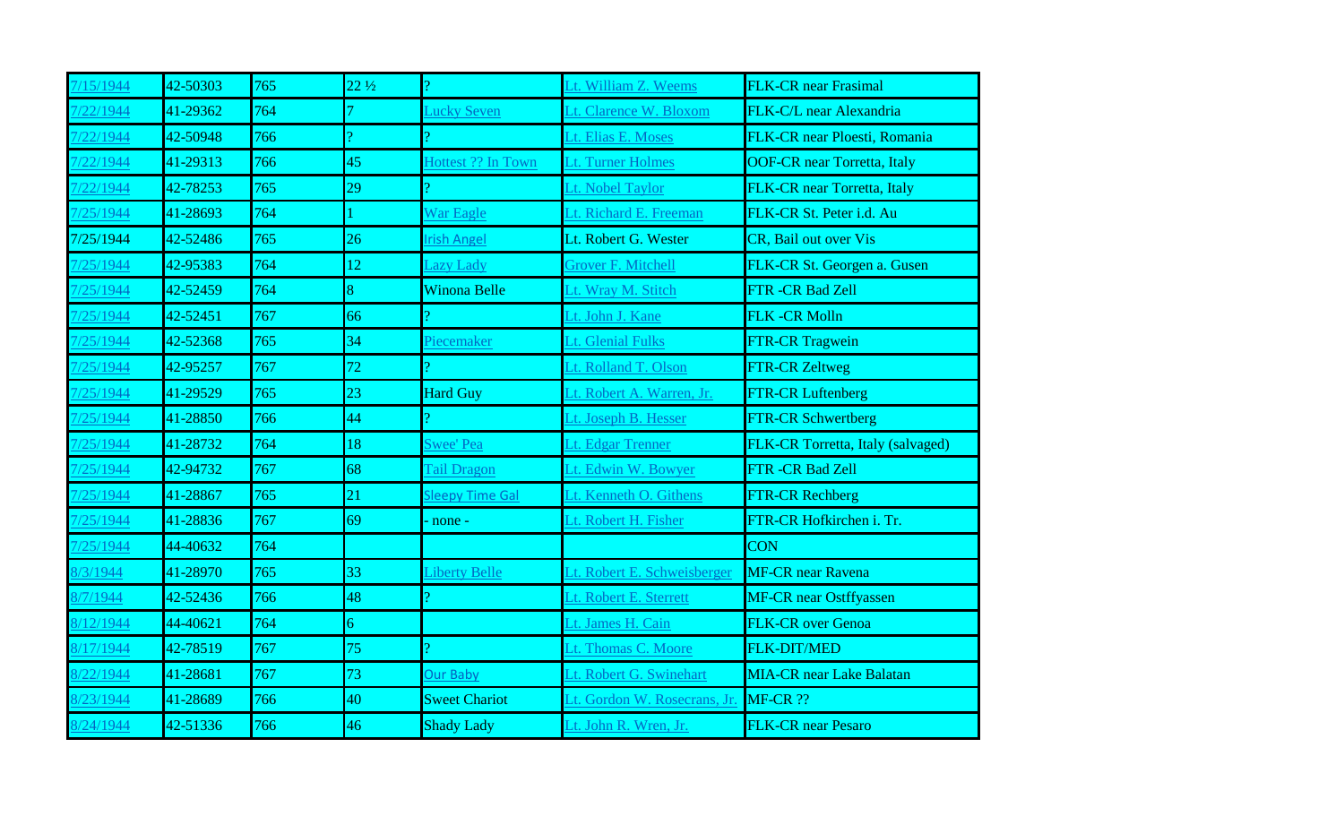| 7/15/1944 | 42-50303 | 765 | 22 ½ | ? | Lt. William Z. Weems | FLK-CR near Frasimal |
|---|---|---|---|---|---|---|
| 7/22/1944 | 41-29362 | 764 | 7 | Lucky Seven | Lt. Clarence W. Bloxom | FLK-C/L near Alexandria |
| 7/22/1944 | 42-50948 | 766 | ? | ? | Lt. Elias E. Moses | FLK-CR near Ploesti, Romania |
| 7/22/1944 | 41-29313 | 766 | 45 | Hottest ?? In Town | Lt. Turner Holmes | OOF-CR near Torretta, Italy |
| 7/22/1944 | 42-78253 | 765 | 29 | ? | Lt. Nobel Taylor | FLK-CR near Torretta, Italy |
| 7/25/1944 | 41-28693 | 764 | 1 | War Eagle | Lt. Richard E. Freeman | FLK-CR St. Peter i.d. Au |
| 7/25/1944 | 42-52486 | 765 | 26 | Irish Angel | Lt. Robert G. Wester | CR, Bail out over Vis |
| 7/25/1944 | 42-95383 | 764 | 12 | Lazy Lady | Grover F. Mitchell | FLK-CR St. Georgen a. Gusen |
| 7/25/1944 | 42-52459 | 764 | 8 | Winona Belle | Lt. Wray M. Stitch | FTR -CR Bad Zell |
| 7/25/1944 | 42-52451 | 767 | 66 | ? | Lt. John J. Kane | FLK -CR Molln |
| 7/25/1944 | 42-52368 | 765 | 34 | Piecemaker | Lt. Glenial Fulks | FTR-CR Tragwein |
| 7/25/1944 | 42-95257 | 767 | 72 | ? | Lt. Rolland T. Olson | FTR-CR Zeltweg |
| 7/25/1944 | 41-29529 | 765 | 23 | Hard Guy | Lt. Robert A. Warren, Jr. | FTR-CR Luftenberg |
| 7/25/1944 | 41-28850 | 766 | 44 | ? | Lt. Joseph B. Hesser | FTR-CR Schwertberg |
| 7/25/1944 | 41-28732 | 764 | 18 | Swee' Pea | Lt. Edgar Trenner | FLK-CR Torretta, Italy (salvaged) |
| 7/25/1944 | 42-94732 | 767 | 68 | Tail Dragon | Lt. Edwin W. Bowyer | FTR -CR Bad Zell |
| 7/25/1944 | 41-28867 | 765 | 21 | Sleepy Time Gal | Lt. Kenneth O. Githens | FTR-CR Rechberg |
| 7/25/1944 | 41-28836 | 767 | 69 | - none - | Lt. Robert H. Fisher | FTR-CR Hofkirchen i. Tr. |
| 7/25/1944 | 44-40632 | 764 | | | | CON |
| 8/3/1944 | 41-28970 | 765 | 33 | Liberty Belle | Lt. Robert E. Schweisberger | MF-CR near Ravena |
| 8/7/1944 | 42-52436 | 766 | 48 | ? | Lt. Robert E. Sterrett | MF-CR near Ostffyassen |
| 8/12/1944 | 44-40621 | 764 | 6 | | Lt. James H. Cain | FLK-CR over Genoa |
| 8/17/1944 | 42-78519 | 767 | 75 | ? | Lt. Thomas C. Moore | FLK-DIT/MED |
| 8/22/1944 | 41-28681 | 767 | 73 | Our Baby | Lt. Robert G. Swinehart | MIA-CR near Lake Balatan |
| 8/23/1944 | 41-28689 | 766 | 40 | Sweet Chariot | Lt. Gordon W. Rosecrans, Jr. | MF-CR ?? |
| 8/24/1944 | 42-51336 | 766 | 46 | Shady Lady | Lt. John R. Wren, Jr. | FLK-CR near Pesaro |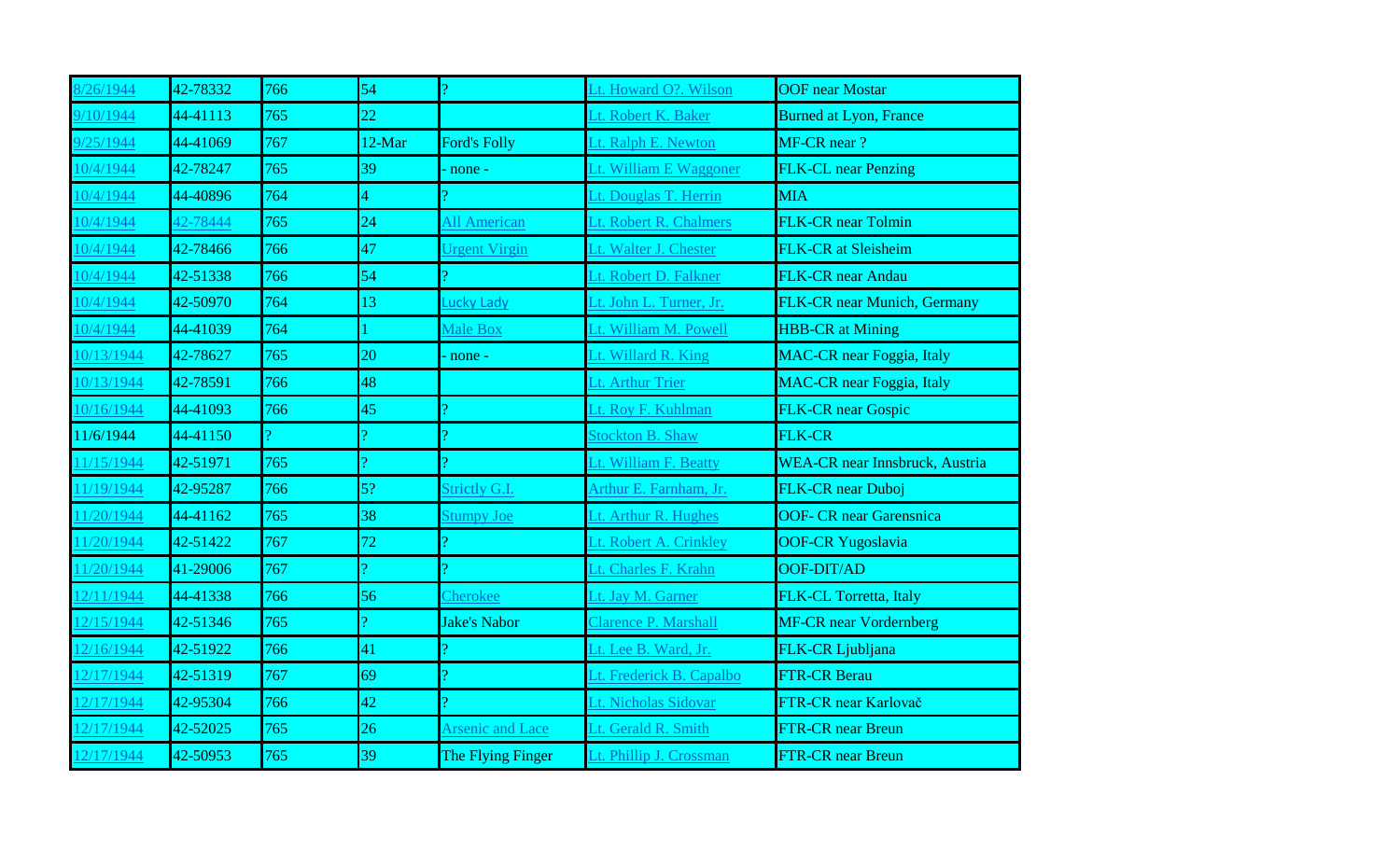| | | | | | | |
|---|---|---|---|---|---|---|
| 8/26/1944 | 42-78332 | 766 | 54 | ? | Lt. Howard O?. Wilson | OOF near Mostar |
| 9/10/1944 | 44-41113 | 765 | 22 | | Lt. Robert K. Baker | Burned at Lyon, France |
| 9/25/1944 | 44-41069 | 767 | 12-Mar | Ford's Folly | Lt. Ralph E. Newton | MF-CR near ? |
| 10/4/1944 | 42-78247 | 765 | 39 | - none - | Lt. William E Waggoner | FLK-CL near Penzing |
| 10/4/1944 | 44-40896 | 764 | 4 | ? | Lt. Douglas T. Herrin | MIA |
| 10/4/1944 | 42-78444 | 765 | 24 | All American | Lt. Robert R. Chalmers | FLK-CR near Tolmin |
| 10/4/1944 | 42-78466 | 766 | 47 | Urgent Virgin | Lt. Walter J. Chester | FLK-CR at Sleisheim |
| 10/4/1944 | 42-51338 | 766 | 54 | ? | Lt. Robert D. Falkner | FLK-CR near Andau |
| 10/4/1944 | 42-50970 | 764 | 13 | Lucky Lady | Lt. John L. Turner, Jr. | FLK-CR near Munich, Germany |
| 10/4/1944 | 44-41039 | 764 | 1 | Male Box | Lt. William M. Powell | HBB-CR at Mining |
| 10/13/1944 | 42-78627 | 765 | 20 | - none - | Lt. Willard R. King | MAC-CR near Foggia, Italy |
| 10/13/1944 | 42-78591 | 766 | 48 | | Lt. Arthur Trier | MAC-CR near Foggia, Italy |
| 10/16/1944 | 44-41093 | 766 | 45 | ? | Lt. Roy F. Kuhlman | FLK-CR near Gospic |
| 11/6/1944 | 44-41150 | ? | ? | ? | Stockton B. Shaw | FLK-CR |
| 11/15/1944 | 42-51971 | 765 | ? | ? | Lt. William F. Beatty | WEA-CR near Innsbruck, Austria |
| 11/19/1944 | 42-95287 | 766 | 5? | Strictly G.I. | Arthur E. Farnham, Jr. | FLK-CR near Duboj |
| 11/20/1944 | 44-41162 | 765 | 38 | Stumpy Joe | Lt. Arthur R. Hughes | OOF- CR near Garensnica |
| 11/20/1944 | 42-51422 | 767 | 72 | ? | Lt. Robert A. Crinkley | OOF-CR Yugoslavia |
| 11/20/1944 | 41-29006 | 767 | ? | ? | Lt. Charles F. Krahn | OOF-DIT/AD |
| 12/11/1944 | 44-41338 | 766 | 56 | Cherokee | Lt. Jay M. Garner | FLK-CL Torretta, Italy |
| 12/15/1944 | 42-51346 | 765 | ? | Jake's Nabor | Clarence P. Marshall | MF-CR near Vordernberg |
| 12/16/1944 | 42-51922 | 766 | 41 | ? | Lt. Lee B. Ward, Jr. | FLK-CR Ljubljana |
| 12/17/1944 | 42-51319 | 767 | 69 | ? | Lt. Frederick B. Capalbo | FTR-CR Berau |
| 12/17/1944 | 42-95304 | 766 | 42 | ? | Lt. Nicholas Sidovar | FTR-CR near Karlovač |
| 12/17/1944 | 42-52025 | 765 | 26 | Arsenic and Lace | Lt. Gerald R. Smith | FTR-CR near Breun |
| 12/17/1944 | 42-50953 | 765 | 39 | The Flying Finger | Lt. Phillip J. Crossman | FTR-CR near Breun |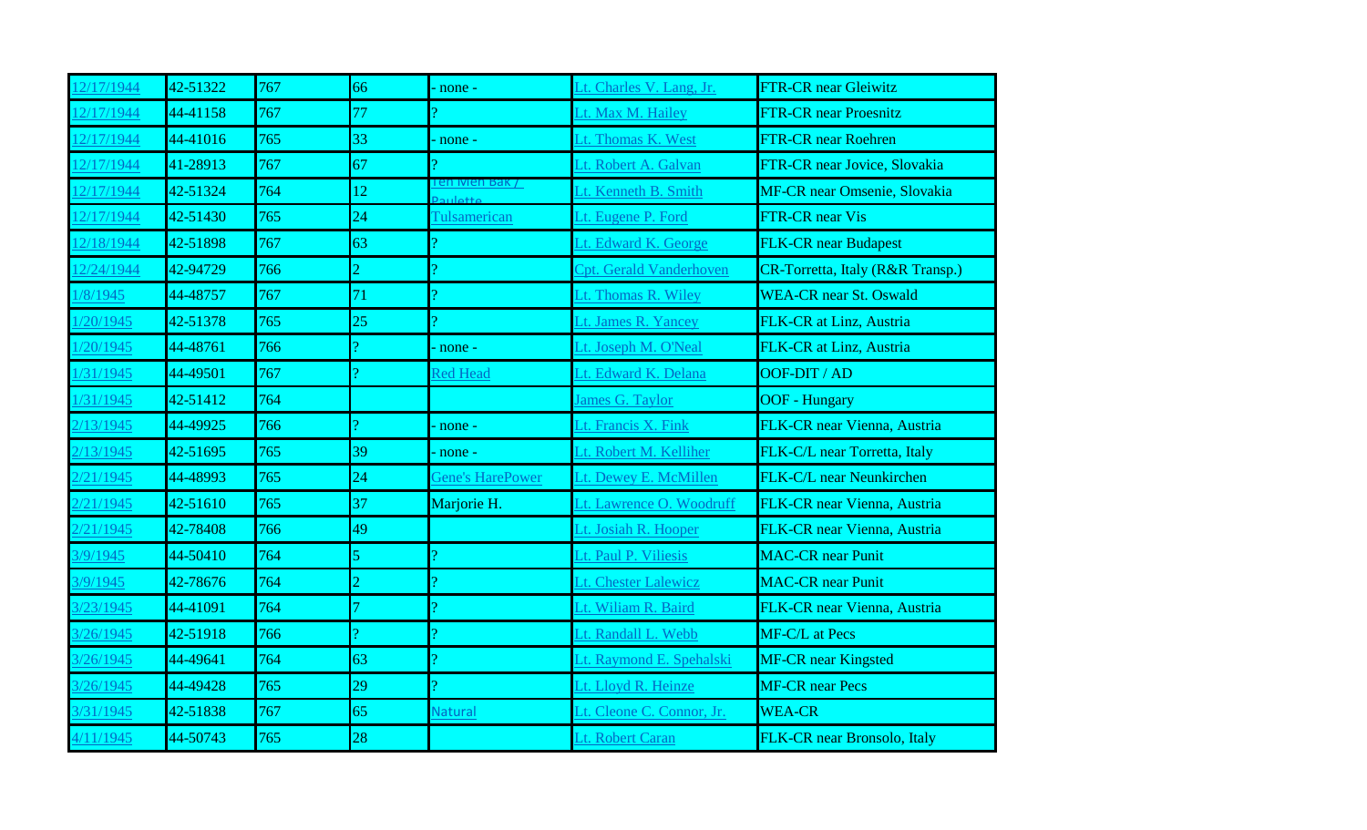| | | | | | | |
|---|---|---|---|---|---|---|
| 12/17/1944 | 42-51322 | 767 | 66 | - none - | Lt. Charles V. Lang, Jr. | FTR-CR near Gleiwitz |
| 12/17/1944 | 44-41158 | 767 | 77 | ? | Lt. Max M. Hailey | FTR-CR near Proesnitz |
| 12/17/1944 | 44-41016 | 765 | 33 | - none - | Lt. Thomas K. West | FTR-CR near Roehren |
| 12/17/1944 | 41-28913 | 767 | 67 | ? | Lt. Robert A. Galvan | FTR-CR near Jovice, Slovakia |
| 12/17/1944 | 42-51324 | 764 | 12 | Ten Men Bak / Paulette | Lt. Kenneth B. Smith | MF-CR near Omsenie, Slovakia |
| 12/17/1944 | 42-51430 | 765 | 24 | Tulsamerican | Lt. Eugene P. Ford | FTR-CR near Vis |
| 12/18/1944 | 42-51898 | 767 | 63 | ? | Lt. Edward K. George | FLK-CR near Budapest |
| 12/24/1944 | 42-94729 | 766 | 2 | ? | Cpt. Gerald Vanderhoven | CR-Torretta, Italy (R&R Transp.) |
| 1/8/1945 | 44-48757 | 767 | 71 | ? | Lt. Thomas R. Wiley | WEA-CR near St. Oswald |
| 1/20/1945 | 42-51378 | 765 | 25 | ? | Lt. James R. Yancey | FLK-CR at Linz, Austria |
| 1/20/1945 | 44-48761 | 766 | ? | - none - | Lt. Joseph M. O'Neal | FLK-CR at Linz, Austria |
| 1/31/1945 | 44-49501 | 767 | ? | Red Head | Lt. Edward K. Delana | OOF-DIT / AD |
| 1/31/1945 | 42-51412 | 764 | | | James G. Taylor | OOF - Hungary |
| 2/13/1945 | 44-49925 | 766 | ? | - none - | Lt. Francis X. Fink | FLK-CR near Vienna, Austria |
| 2/13/1945 | 42-51695 | 765 | 39 | - none - | Lt. Robert M. Kelliher | FLK-C/L near Torretta, Italy |
| 2/21/1945 | 44-48993 | 765 | 24 | Gene's HarePower | Lt. Dewey E. McMillen | FLK-C/L near Neunkirchen |
| 2/21/1945 | 42-51610 | 765 | 37 | Marjorie H. | Lt. Lawrence O. Woodruff | FLK-CR near Vienna, Austria |
| 2/21/1945 | 42-78408 | 766 | 49 | | Lt. Josiah R. Hooper | FLK-CR near Vienna, Austria |
| 3/9/1945 | 44-50410 | 764 | 5 | ? | Lt. Paul P. Viliesis | MAC-CR near Punit |
| 3/9/1945 | 42-78676 | 764 | 2 | ? | Lt. Chester Lalewicz | MAC-CR near Punit |
| 3/23/1945 | 44-41091 | 764 | 7 | ? | Lt. Wiliam R. Baird | FLK-CR near Vienna, Austria |
| 3/26/1945 | 42-51918 | 766 | ? | ? | Lt. Randall L. Webb | MF-C/L at Pecs |
| 3/26/1945 | 44-49641 | 764 | 63 | ? | Lt. Raymond E. Spehalski | MF-CR near Kingsted |
| 3/26/1945 | 44-49428 | 765 | 29 | ? | Lt. Lloyd R. Heinze | MF-CR near Pecs |
| 3/31/1945 | 42-51838 | 767 | 65 | Natural | Lt. Cleone C. Connor, Jr. | WEA-CR |
| 4/11/1945 | 44-50743 | 765 | 28 | | Lt. Robert Caran | FLK-CR near Bronsolo, Italy |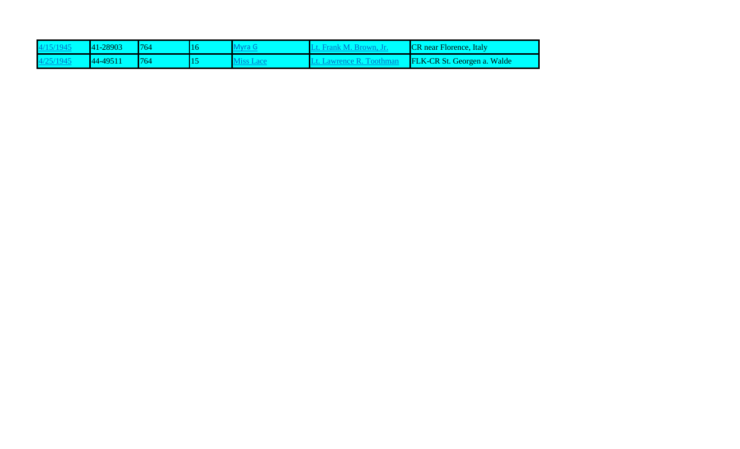| | | | | | | |
|---|---|---|---|---|---|---|
| 4/15/1945 | 41-28903 | 764 | 16 | Myra G | Lt. Frank M. Brown, Jr. | CR near Florence, Italy |
| 4/25/1945 | 44-49511 | 764 | 15 | Miss Lace | Lt. Lawrence R. Toothman | FLK-CR St. Georgen a. Walde |